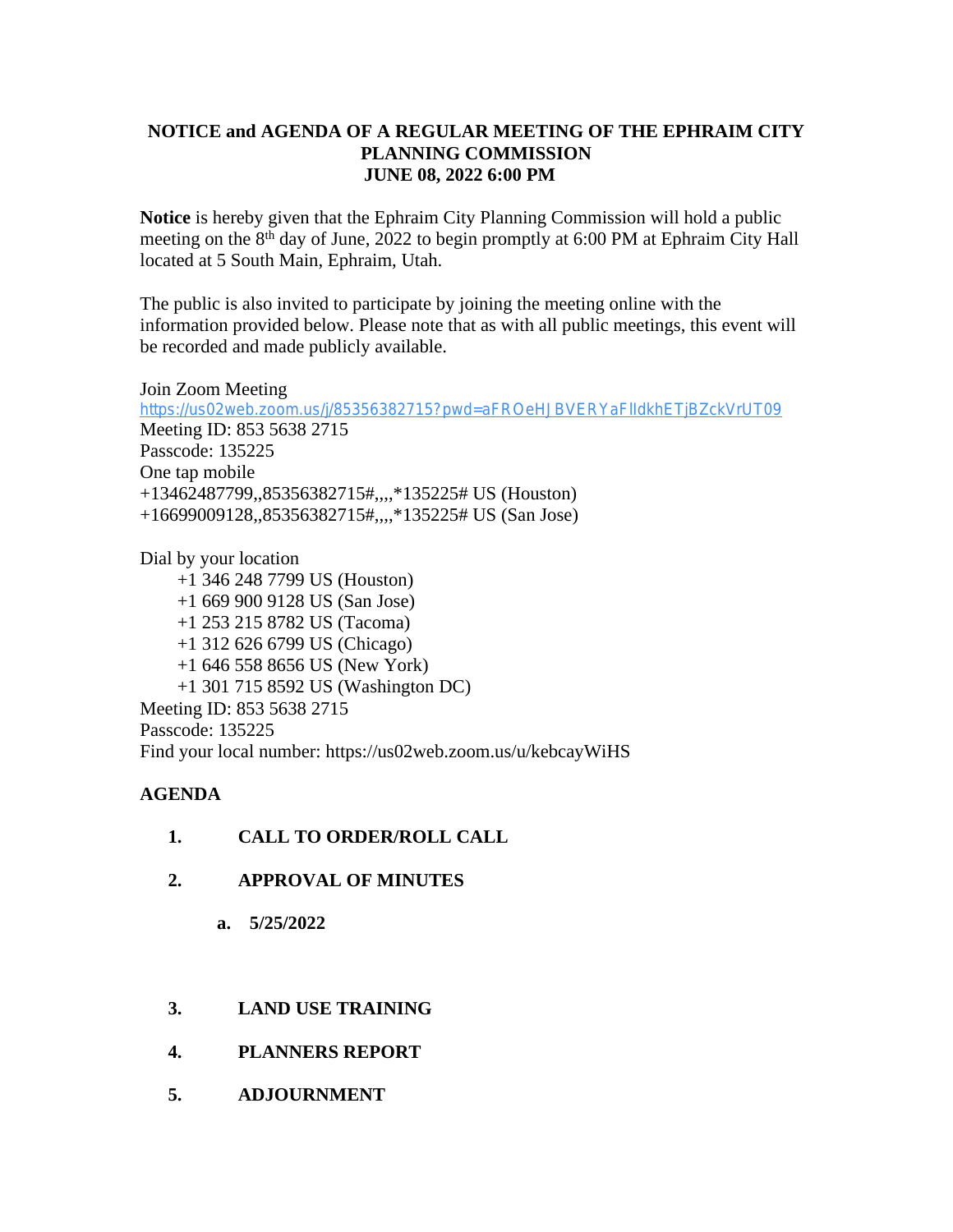# NOTICE and AGENDA OF A REGULAR MEETING OF THE EPHRAIM CITY PLANNING COMMISSION
## JUNE 08, 2022 6:00 PM

**Notice** is hereby given that the Ephraim City Planning Commission will hold a public meeting on the 8th day of June, 2022 to begin promptly at 6:00 PM at Ephraim City Hall located at 5 South Main, Ephraim, Utah.

The public is also invited to participate by joining the meeting online with the information provided below. Please note that as with all public meetings, this event will be recorded and made publicly available.

Join Zoom Meeting
https://us02web.zoom.us/j/85356382715?pwd=aFROeHJBVERYaFlIdkhETjBZckVrUT09
Meeting ID: 853 5638 2715
Passcode: 135225
One tap mobile
+13462487799,,85356382715#,,,,*135225# US (Houston)
+16699009128,,85356382715#,,,,*135225# US (San Jose)

Dial by your location
- +1 346 248 7799 US (Houston)
- +1 669 900 9128 US (San Jose)
- +1 253 215 8782 US (Tacoma)
- +1 312 626 6799 US (Chicago)
- +1 646 558 8656 US (New York)
- +1 301 715 8592 US (Washington DC)

Meeting ID: 853 5638 2715
Passcode: 135225
Find your local number: https://us02web.zoom.us/u/kebcayWiHS

**AGENDA**

1. **CALL TO ORDER/ROLL CALL**
2. **APPROVAL OF MINUTES**
   a. **5/25/2022**
3. **LAND USE TRAINING**
4. **PLANNERS REPORT**
5. **ADJOURNMENT**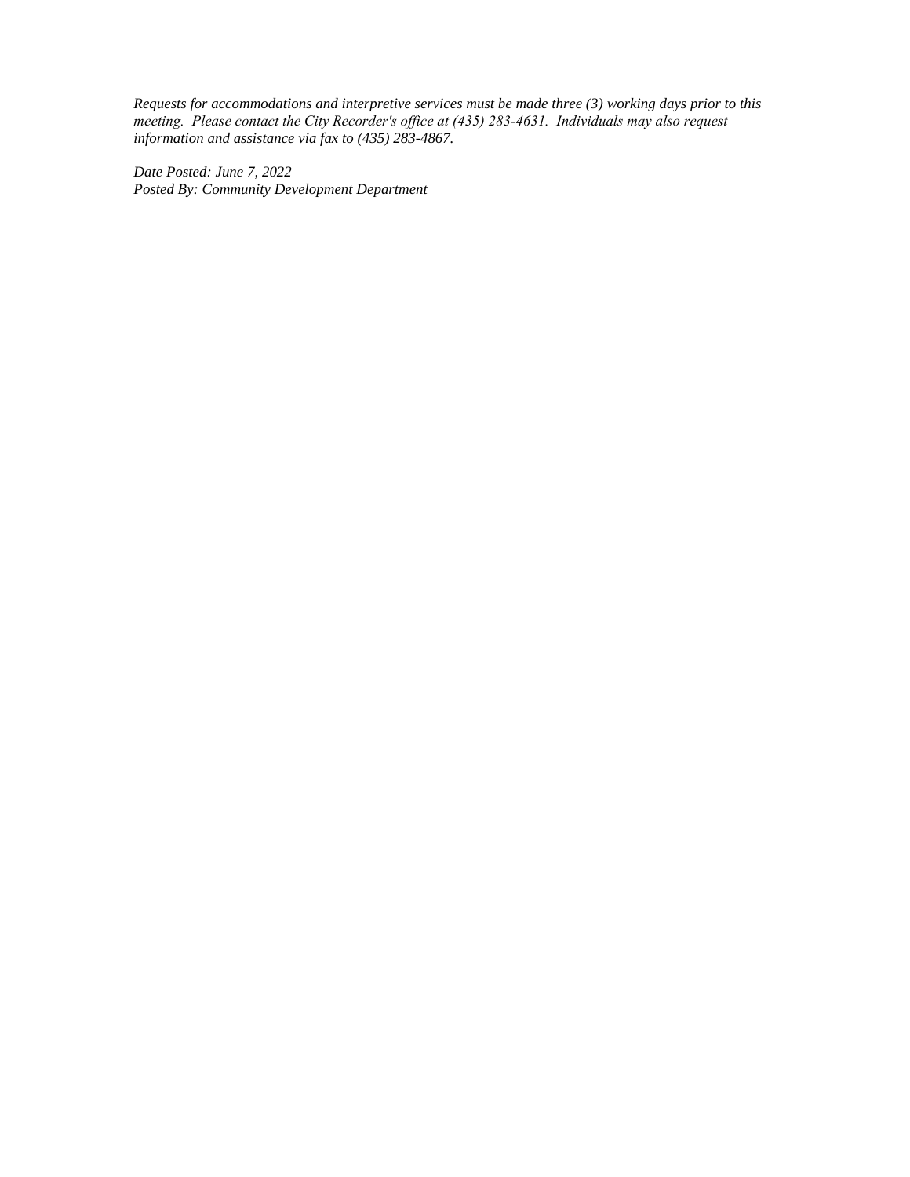*Requests for accommodations and interpretive services must be made three (3) working days prior to this meeting. Please contact the City Recorder's office at (435) 283-4631. Individuals may also request information and assistance via fax to (435) 283-4867.*

*Date Posted: June 7, 2022*
*Posted By: Community Development Department*